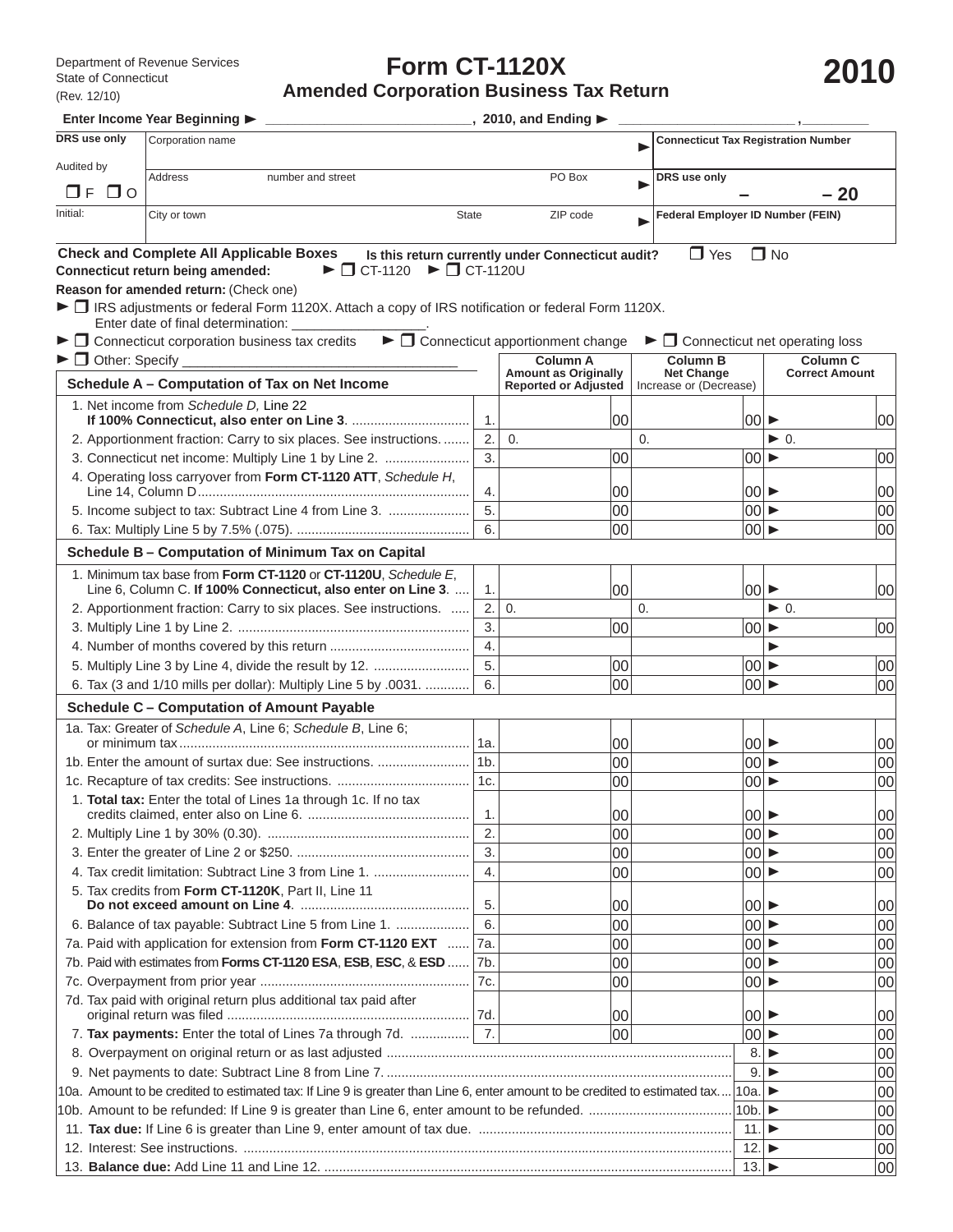Department of Revenue Services
State of Connecticut
(Rev. 12/10)

# Form CT-1120X

## Amended Corporation Business Tax Return

# 2010

**Enter Income Year Beginning ►** ____________________, **2010, and Ending ►** ____________________, ________

| DRS use only | Corporation name | ► | Connecticut Tax Registration Number |
|---|---|---|---|
| Audited by ❒ F ❒ O | Address number and street PO Box | ► | DRS use only – – 20 |
| Initial: | City or town State ZIP code | ► | Federal Employer ID Number (FEIN) |

**Check and Complete All Applicable Boxes** **Is this return currently under Connecticut audit?** ❒ Yes ❒ No

**Connecticut return being amended:** ► ❒ CT-1120 ► ❒ CT-1120U

**Reason for amended return:** (Check one)

► ❒ IRS adjustments or federal Form 1120X. Attach a copy of IRS notification or federal Form 1120X.
Enter date of final determination: __________________.

► ❒ Connecticut corporation business tax credits ► ❒ Connecticut apportionment change ► ❒ Connecticut net operating loss

► ❒ Other: Specify ____________________________________

| **Schedule A – Computation of Tax on Net Income** | | **Column A** Amount as Originally Reported or Adjusted | **Column B** Net Change Increase or (Decrease) | **Column C** Correct Amount |
|---|---|---|---|---|
| 1. Net income from *Schedule D,* Line 22 **If 100% Connecticut, also enter on Line 3**. | 1. | 00 | 00 | ► 00 |
| 2. Apportionment fraction: Carry to six places. See instructions. | 2. | 0. | 0. | ► 0. |
| 3. Connecticut net income: Multiply Line 1 by Line 2. | 3. | 00 | 00 | ► 00 |
| 4. Operating loss carryover from **Form CT-1120 ATT**, *Schedule H*, Line 14, Column D | 4. | 00 | 00 | ► 00 |
| 5. Income subject to tax: Subtract Line 4 from Line 3. | 5. | 00 | 00 | ► 00 |
| 6. Tax: Multiply Line 5 by 7.5% (.075). | 6. | 00 | 00 | ► 00 |
| **Schedule B – Computation of Minimum Tax on Capital** | | | | |
| 1. Minimum tax base from **Form CT-1120** or **CT-1120U**, *Schedule E*, Line 6, Column C. **If 100% Connecticut, also enter on Line 3**. | 1. | 00 | 00 | ► 00 |
| 2. Apportionment fraction: Carry to six places. See instructions. | 2. | 0. | 0. | ► 0. |
| 3. Multiply Line 1 by Line 2. | 3. | 00 | 00 | ► 00 |
| 4. Number of months covered by this return | 4. | | | ► |
| 5. Multiply Line 3 by Line 4, divide the result by 12. | 5. | 00 | 00 | ► 00 |
| 6. Tax (3 and 1/10 mills per dollar): Multiply Line 5 by .0031. | 6. | 00 | 00 | ► 00 |
| **Schedule C – Computation of Amount Payable** | | | | |
| 1a. Tax: Greater of *Schedule A*, Line 6; *Schedule B*, Line 6; or minimum tax | 1a. | 00 | 00 | ► 00 |
| 1b. Enter the amount of surtax due: See instructions. | 1b. | 00 | 00 | ► 00 |
| 1c. Recapture of tax credits: See instructions. | 1c. | 00 | 00 | ► 00 |
| 1. **Total tax:** Enter the total of Lines 1a through 1c. If no tax credits claimed, enter also on Line 6. | 1. | 00 | 00 | ► 00 |
| 2. Multiply Line 1 by 30% (0.30). | 2. | 00 | 00 | ► 00 |
| 3. Enter the greater of Line 2 or $250. | 3. | 00 | 00 | ► 00 |
| 4. Tax credit limitation: Subtract Line 3 from Line 1. | 4. | 00 | 00 | ► 00 |
| 5. Tax credits from **Form CT-1120K**, Part II, Line 11 **Do not exceed amount on Line 4**. | 5. | 00 | 00 | ► 00 |
| 6. Balance of tax payable: Subtract Line 5 from Line 1. | 6. | 00 | 00 | ► 00 |
| 7a. Paid with application for extension from **Form CT-1120 EXT** | 7a. | 00 | 00 | ► 00 |
| 7b. Paid with estimates from **Forms CT-1120 ESA**, **ESB**, **ESC**, & **ESD** | 7b. | 00 | 00 | ► 00 |
| 7c. Overpayment from prior year | 7c. | 00 | 00 | ► 00 |
| 7d. Tax paid with original return plus additional tax paid after original return was filed | 7d. | 00 | 00 | ► 00 |
| 7. **Tax payments:** Enter the total of Lines 7a through 7d. | 7. | 00 | 00 | ► 00 |
| 8. Overpayment on original return or as last adjusted | | | 8. | ► 00 |
| 9. Net payments to date: Subtract Line 8 from Line 7. | | | 9. | ► 00 |
| 10a. Amount to be credited to estimated tax: If Line 9 is greater than Line 6, enter amount to be credited to estimated tax. | | | 10a. | ► 00 |
| 10b. Amount to be refunded: If Line 9 is greater than Line 6, enter amount to be refunded. | | | 10b. | ► 00 |
| 11. **Tax due:** If Line 6 is greater than Line 9, enter amount of tax due. | | | 11. | ► 00 |
| 12. Interest: See instructions. | | | 12. | ► 00 |
| 13. **Balance due:** Add Line 11 and Line 12. | | | 13. | ► 00 |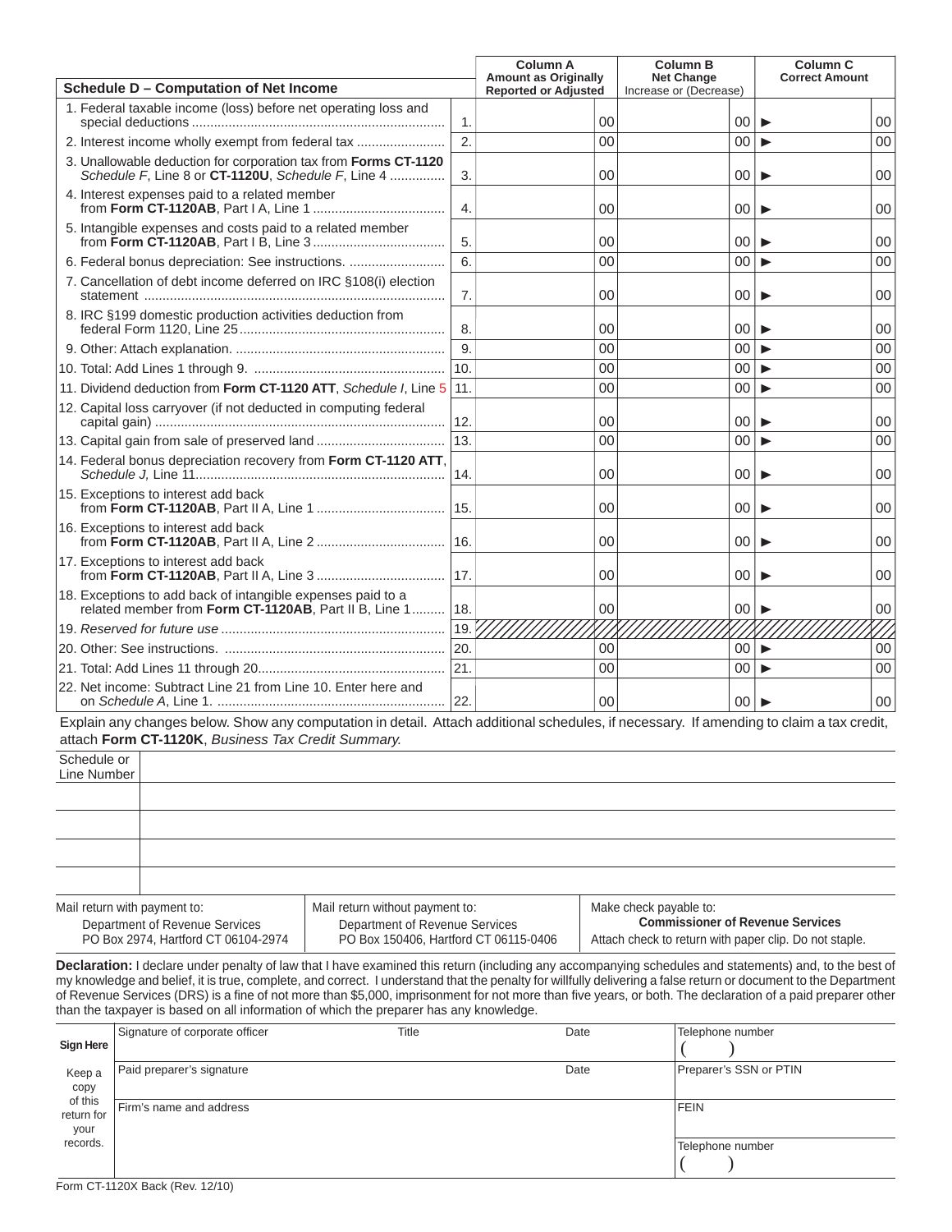| Schedule D – Computation of Net Income | | Column A Amount as Originally Reported or Adjusted | Column B Net Change Increase or (Decrease) | Column C Correct Amount |
|---|---|---|---|---|
| 1. Federal taxable income (loss) before net operating loss and special deductions | 1. | 00 | 00 | ► 00 |
| 2. Interest income wholly exempt from federal tax | 2. | 00 | 00 | ► 00 |
| 3. Unallowable deduction for corporation tax from **Forms CT-1120** *Schedule F*, Line 8 or **CT-1120U**, *Schedule F*, Line 4 | 3. | 00 | 00 | ► 00 |
| 4. Interest expenses paid to a related member from **Form CT-1120AB**, Part I A, Line 1 | 4. | 00 | 00 | ► 00 |
| 5. Intangible expenses and costs paid to a related member from **Form CT-1120AB**, Part I B, Line 3 | 5. | 00 | 00 | ► 00 |
| 6. Federal bonus depreciation: See instructions. | 6. | 00 | 00 | ► 00 |
| 7. Cancellation of debt income deferred on IRC §108(i) election statement | 7. | 00 | 00 | ► 00 |
| 8. IRC §199 domestic production activities deduction from federal Form 1120, Line 25 | 8. | 00 | 00 | ► 00 |
| 9. Other: Attach explanation. | 9. | 00 | 00 | ► 00 |
| 10. Total: Add Lines 1 through 9. | 10. | 00 | 00 | ► 00 |
| 11. Dividend deduction from **Form CT-1120 ATT**, *Schedule I*, Line 5 | 11. | 00 | 00 | ► 00 |
| 12. Capital loss carryover (if not deducted in computing federal capital gain) | 12. | 00 | 00 | ► 00 |
| 13. Capital gain from sale of preserved land | 13. | 00 | 00 | ► 00 |
| 14. Federal bonus depreciation recovery from **Form CT-1120 ATT**, *Schedule J*, Line 11 | 14. | 00 | 00 | ► 00 |
| 15. Exceptions to interest add back from **Form CT-1120AB**, Part II A, Line 1 | 15. | 00 | 00 | ► 00 |
| 16. Exceptions to interest add back from **Form CT-1120AB**, Part II A, Line 2 | 16. | 00 | 00 | ► 00 |
| 17. Exceptions to interest add back from **Form CT-1120AB**, Part II A, Line 3 | 17. | 00 | 00 | ► 00 |
| 18. Exceptions to add back of intangible expenses paid to a related member from **Form CT-1120AB**, Part II B, Line 1 | 18. | 00 | 00 | ► 00 |
| 19. *Reserved for future use* | 19. | | | |
| 20. Other: See instructions. | 20. | 00 | 00 | ► 00 |
| 21. Total: Add Lines 11 through 20 | 21. | 00 | 00 | ► 00 |
| 22. Net income: Subtract Line 21 from Line 10. Enter here and on *Schedule A*, Line 1. | 22. | 00 | 00 | ► 00 |

Explain any changes below. Show any computation in detail. Attach additional schedules, if necessary. If amending to claim a tax credit, attach **Form CT-1120K**, *Business Tax Credit Summary.*

| Schedule or Line Number | |
|---|---|
| | |
| | |
| | |
| | |

| Mail return with payment to: | Mail return without payment to: | Make check payable to: |
|---|---|---|
| Department of Revenue Services<br>PO Box 2974, Hartford CT 06104-2974 | Department of Revenue Services<br>PO Box 150406, Hartford CT 06115-0406 | **Commissioner of Revenue Services**<br>Attach check to return with paper clip. Do not staple. |

**Declaration:** I declare under penalty of law that I have examined this return (including any accompanying schedules and statements) and, to the best of my knowledge and belief, it is true, complete, and correct. I understand that the penalty for willfully delivering a false return or document to the Department of Revenue Services (DRS) is a fine of not more than $5,000, imprisonment for not more than five years, or both. The declaration of a paid preparer other than the taxpayer is based on all information of which the preparer has any knowledge.

| | | | | |
|---|---|---|---|---|
| **Sign Here** | Signature of corporate officer | Title | Date | Telephone number ( ) |
| Keep a copy of this return for your records. | Paid preparer's signature | | Date | Preparer's SSN or PTIN |
| | Firm's name and address | | | FEIN |
| | | | | Telephone number ( ) |

Form CT-1120X Back (Rev. 12/10)